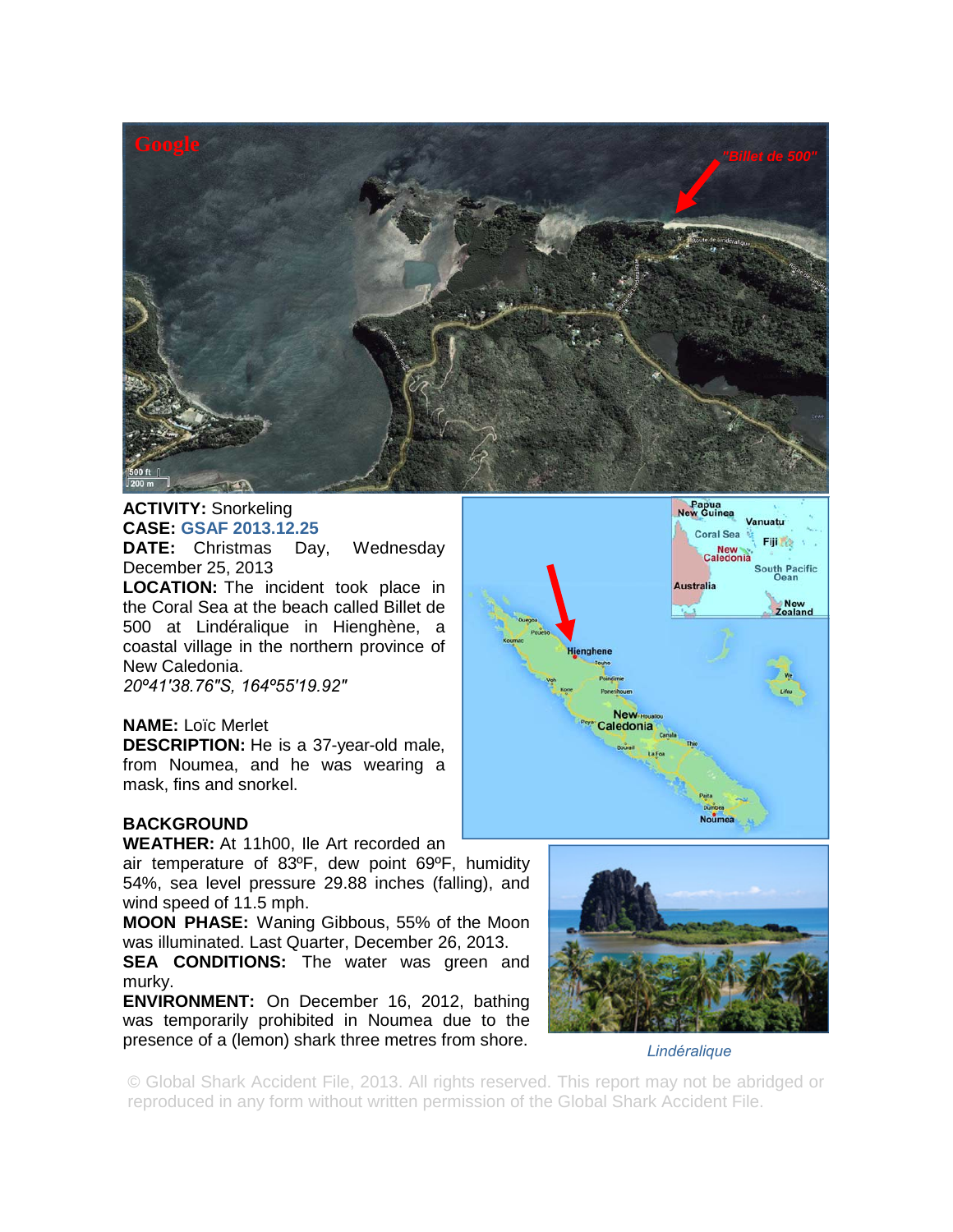**ACTIVITY:** Snorkeling
**CASE:** GSAF 2013.12.25
**DATE:** Christmas Day, Wednesday December 25, 2013
**LOCATION:** The incident took place in the Coral Sea at the beach called Billet de 500 at Lindéralique in Hienghène, a coastal village in the northern province of New Caledonia.
*20º41'38.76"S, 164º55'19.92"*

**NAME:** Loïc Merlet
**DESCRIPTION:** He is a 37-year-old male, from Noumea, and he was wearing a mask, fins and snorkel.

**BACKGROUND**
**WEATHER:** At 11h00, Ile Art recorded an air temperature of 83ºF, dew point 69ºF, humidity 54%, sea level pressure 29.88 inches (falling), and wind speed of 11.5 mph.
**MOON PHASE:** Waning Gibbous, 55% of the Moon was illuminated. Last Quarter, December 26, 2013.
**SEA CONDITIONS:** The water was green and murky.
**ENVIRONMENT:** On December 16, 2012, bathing was temporarily prohibited in Noumea due to the presence of a (lemon) shark three metres from shore.

*Lindéralique*

© Global Shark Accident File, 2013. All rights reserved. This report may not be abridged or reproduced in any form without written permission of the Global Shark Accident File.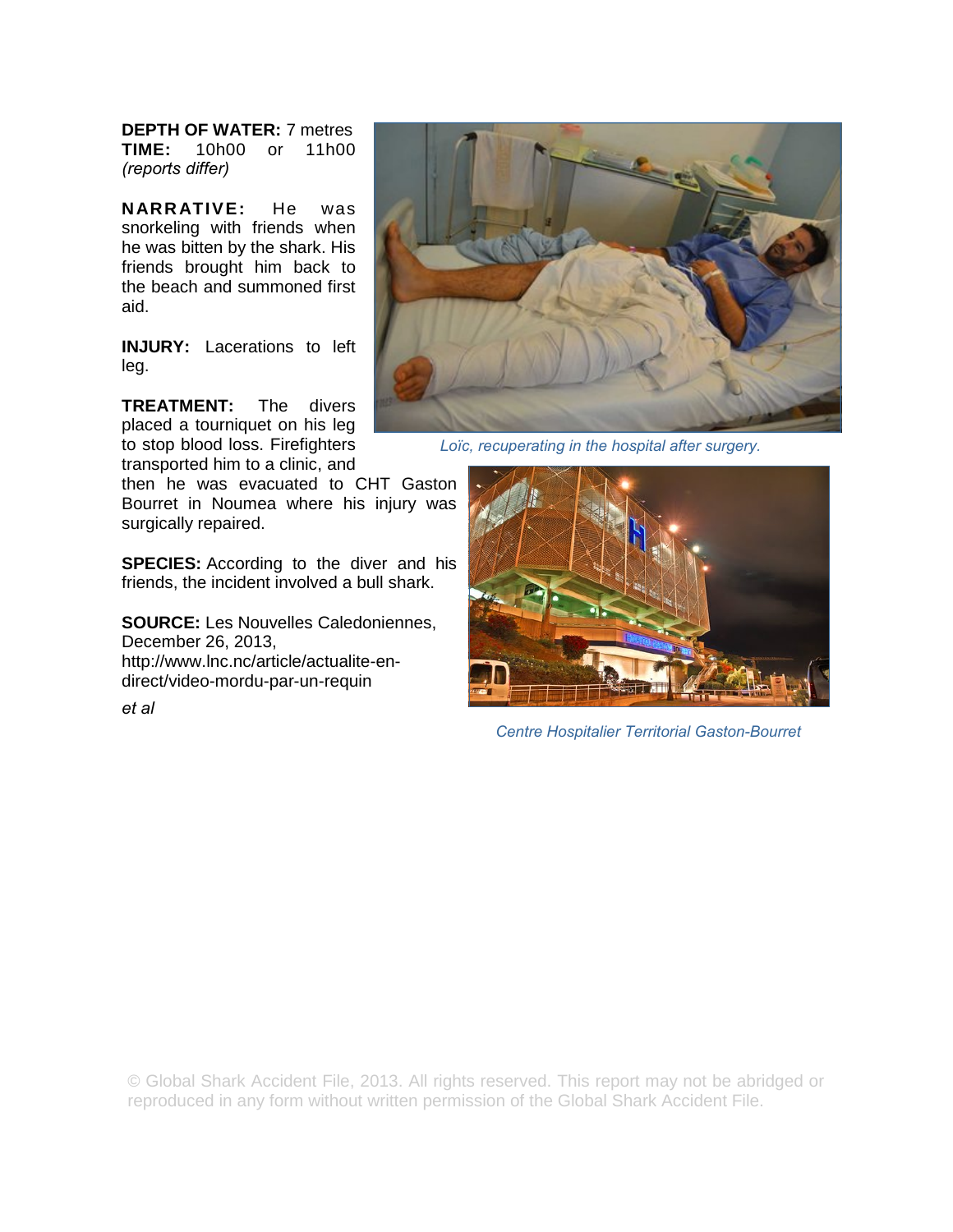**DEPTH OF WATER:** 7 metres
**TIME:** 10h00 or 11h00 *(reports differ)*

**NARRATIVE:** He was snorkeling with friends when he was bitten by the shark. His friends brought him back to the beach and summoned first aid.

**INJURY:** Lacerations to left leg.

**TREATMENT:** The divers placed a tourniquet on his leg to stop blood loss. Firefighters transported him to a clinic, and then he was evacuated to CHT Gaston Bourret in Noumea where his injury was surgically repaired.

*Loïc, recuperating in the hospital after surgery.*

**SPECIES:** According to the diver and his friends, the incident involved a bull shark.

**SOURCE:** Les Nouvelles Caledoniennes, December 26, 2013, http://www.lnc.nc/article/actualite-en-direct/video-mordu-par-un-requin

*et al*

*Centre Hospitalier Territorial Gaston-Bourret*

© Global Shark Accident File, 2013. All rights reserved. This report may not be abridged or reproduced in any form without written permission of the Global Shark Accident File.